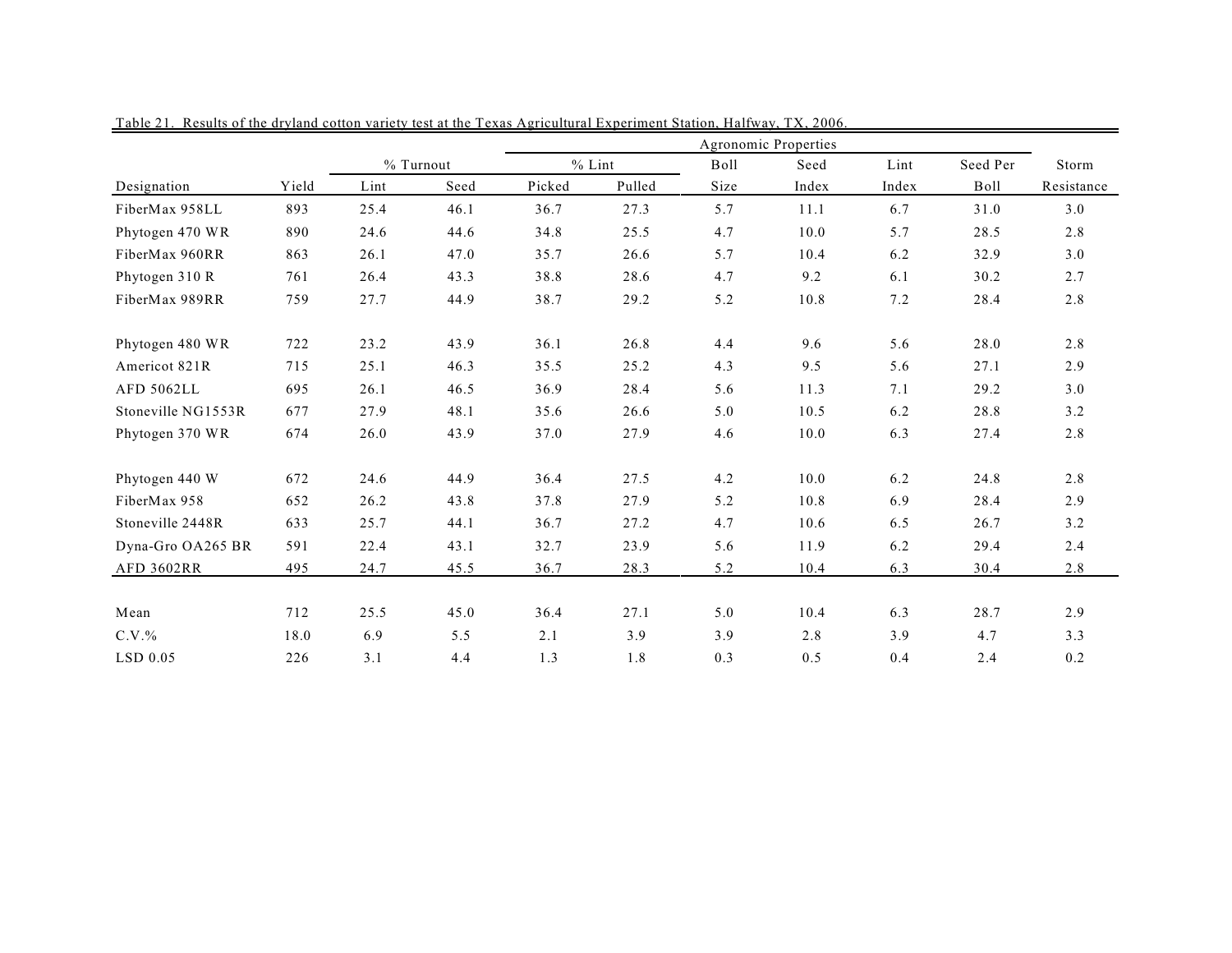Table 21. Results of the dryland cotton variety test at the Texas Agricultural Experiment Station, Halfway, TX, 2006.

| | | % Turnout | | Agronomic Properties | | | | | | |
|---|---|---|---|---|---|---|---|---|---|---|
| | | | | % Lint | | Boll | Seed | Lint | Seed Per | Storm |
| Designation | Yield | Lint | Seed | Picked | Pulled | Size | Index | Index | Boll | Resistance |
| FiberMax 958LL | 893 | 25.4 | 46.1 | 36.7 | 27.3 | 5.7 | 11.1 | 6.7 | 31.0 | 3.0 |
| Phytogen 470 WR | 890 | 24.6 | 44.6 | 34.8 | 25.5 | 4.7 | 10.0 | 5.7 | 28.5 | 2.8 |
| FiberMax 960RR | 863 | 26.1 | 47.0 | 35.7 | 26.6 | 5.7 | 10.4 | 6.2 | 32.9 | 3.0 |
| Phytogen 310 R | 761 | 26.4 | 43.3 | 38.8 | 28.6 | 4.7 | 9.2 | 6.1 | 30.2 | 2.7 |
| FiberMax 989RR | 759 | 27.7 | 44.9 | 38.7 | 29.2 | 5.2 | 10.8 | 7.2 | 28.4 | 2.8 |
| Phytogen 480 WR | 722 | 23.2 | 43.9 | 36.1 | 26.8 | 4.4 | 9.6 | 5.6 | 28.0 | 2.8 |
| Americot 821R | 715 | 25.1 | 46.3 | 35.5 | 25.2 | 4.3 | 9.5 | 5.6 | 27.1 | 2.9 |
| AFD 5062LL | 695 | 26.1 | 46.5 | 36.9 | 28.4 | 5.6 | 11.3 | 7.1 | 29.2 | 3.0 |
| Stoneville NG1553R | 677 | 27.9 | 48.1 | 35.6 | 26.6 | 5.0 | 10.5 | 6.2 | 28.8 | 3.2 |
| Phytogen 370 WR | 674 | 26.0 | 43.9 | 37.0 | 27.9 | 4.6 | 10.0 | 6.3 | 27.4 | 2.8 |
| Phytogen 440 W | 672 | 24.6 | 44.9 | 36.4 | 27.5 | 4.2 | 10.0 | 6.2 | 24.8 | 2.8 |
| FiberMax 958 | 652 | 26.2 | 43.8 | 37.8 | 27.9 | 5.2 | 10.8 | 6.9 | 28.4 | 2.9 |
| Stoneville 2448R | 633 | 25.7 | 44.1 | 36.7 | 27.2 | 4.7 | 10.6 | 6.5 | 26.7 | 3.2 |
| Dyna-Gro OA265 BR | 591 | 22.4 | 43.1 | 32.7 | 23.9 | 5.6 | 11.9 | 6.2 | 29.4 | 2.4 |
| AFD 3602RR | 495 | 24.7 | 45.5 | 36.7 | 28.3 | 5.2 | 10.4 | 6.3 | 30.4 | 2.8 |
| Mean | 712 | 25.5 | 45.0 | 36.4 | 27.1 | 5.0 | 10.4 | 6.3 | 28.7 | 2.9 |
| C.V.% | 18.0 | 6.9 | 5.5 | 2.1 | 3.9 | 3.9 | 2.8 | 3.9 | 4.7 | 3.3 |
| LSD 0.05 | 226 | 3.1 | 4.4 | 1.3 | 1.8 | 0.3 | 0.5 | 0.4 | 2.4 | 0.2 |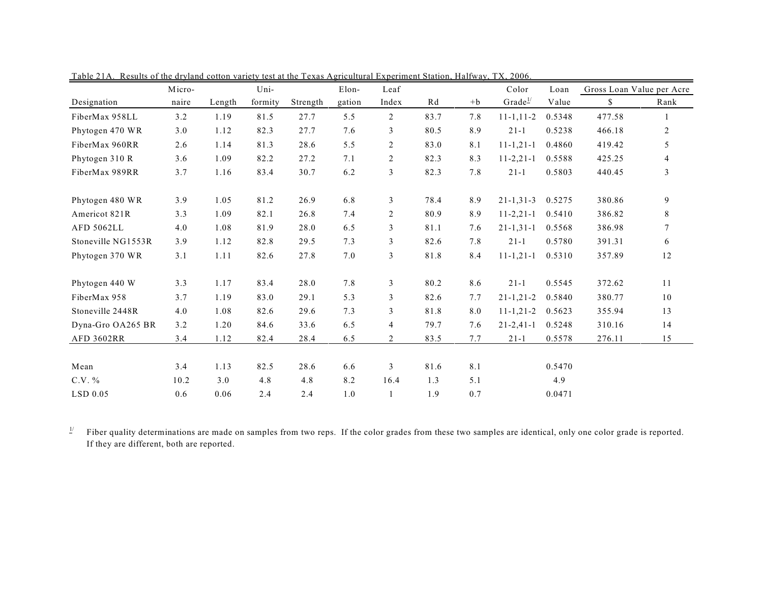Table 21A. Results of the dryland cotton variety test at the Texas Agricultural Experiment Station, Halfway, TX, 2006.

| Designation | Micro-naire | Length | Uni-formity | Strength | Elon-gation | Leaf Index | Rd | +b | Color Grade[1/] | Loan Value | Gross Loan Value per Acre $ | Gross Loan Value per Acre Rank |
|---|---|---|---|---|---|---|---|---|---|---|---|---|
| FiberMax 958LL | 3.2 | 1.19 | 81.5 | 27.7 | 5.5 | 2 | 83.7 | 7.8 | 11-1,11-2 | 0.5348 | 477.58 | 1 |
| Phytogen 470 WR | 3.0 | 1.12 | 82.3 | 27.7 | 7.6 | 3 | 80.5 | 8.9 | 21-1 | 0.5238 | 466.18 | 2 |
| FiberMax 960RR | 2.6 | 1.14 | 81.3 | 28.6 | 5.5 | 2 | 83.0 | 8.1 | 11-1,21-1 | 0.4860 | 419.42 | 5 |
| Phytogen 310 R | 3.6 | 1.09 | 82.2 | 27.2 | 7.1 | 2 | 82.3 | 8.3 | 11-2,21-1 | 0.5588 | 425.25 | 4 |
| FiberMax 989RR | 3.7 | 1.16 | 83.4 | 30.7 | 6.2 | 3 | 82.3 | 7.8 | 21-1 | 0.5803 | 440.45 | 3 |
| Phytogen 480 WR | 3.9 | 1.05 | 81.2 | 26.9 | 6.8 | 3 | 78.4 | 8.9 | 21-1,31-3 | 0.5275 | 380.86 | 9 |
| Americot 821R | 3.3 | 1.09 | 82.1 | 26.8 | 7.4 | 2 | 80.9 | 8.9 | 11-2,21-1 | 0.5410 | 386.82 | 8 |
| AFD 5062LL | 4.0 | 1.08 | 81.9 | 28.0 | 6.5 | 3 | 81.1 | 7.6 | 21-1,31-1 | 0.5568 | 386.98 | 7 |
| Stoneville NG1553R | 3.9 | 1.12 | 82.8 | 29.5 | 7.3 | 3 | 82.6 | 7.8 | 21-1 | 0.5780 | 391.31 | 6 |
| Phytogen 370 WR | 3.1 | 1.11 | 82.6 | 27.8 | 7.0 | 3 | 81.8 | 8.4 | 11-1,21-1 | 0.5310 | 357.89 | 12 |
| Phytogen 440 W | 3.3 | 1.17 | 83.4 | 28.0 | 7.8 | 3 | 80.2 | 8.6 | 21-1 | 0.5545 | 372.62 | 11 |
| FiberMax 958 | 3.7 | 1.19 | 83.0 | 29.1 | 5.3 | 3 | 82.6 | 7.7 | 21-1,21-2 | 0.5840 | 380.77 | 10 |
| Stoneville 2448R | 4.0 | 1.08 | 82.6 | 29.6 | 7.3 | 3 | 81.8 | 8.0 | 11-2,21-2 | 0.5623 | 355.94 | 13 |
| Dyna-Gro OA265 BR | 3.2 | 1.20 | 84.6 | 33.6 | 6.5 | 4 | 79.7 | 7.6 | 21-2,41-1 | 0.5248 | 310.16 | 14 |
| AFD 3602RR | 3.4 | 1.12 | 82.4 | 28.4 | 6.5 | 2 | 83.5 | 7.7 | 21-1 | 0.5578 | 276.11 | 15 |
| Mean | 3.4 | 1.13 | 82.5 | 28.6 | 6.6 | 3 | 81.6 | 8.1 | | 0.5470 | | |
| C.V. % | 10.2 | 3.0 | 4.8 | 4.8 | 8.2 | 16.4 | 1.3 | 5.1 | | 4.9 | | |
| LSD 0.05 | 0.6 | 0.06 | 2.4 | 2.4 | 1.0 | 1 | 1.9 | 0.7 | | 0.0471 | | |

[1/] Fiber quality determinations are made on samples from two reps. If the color grades from these two samples are identical, only one color grade is reported. If they are different, both are reported.